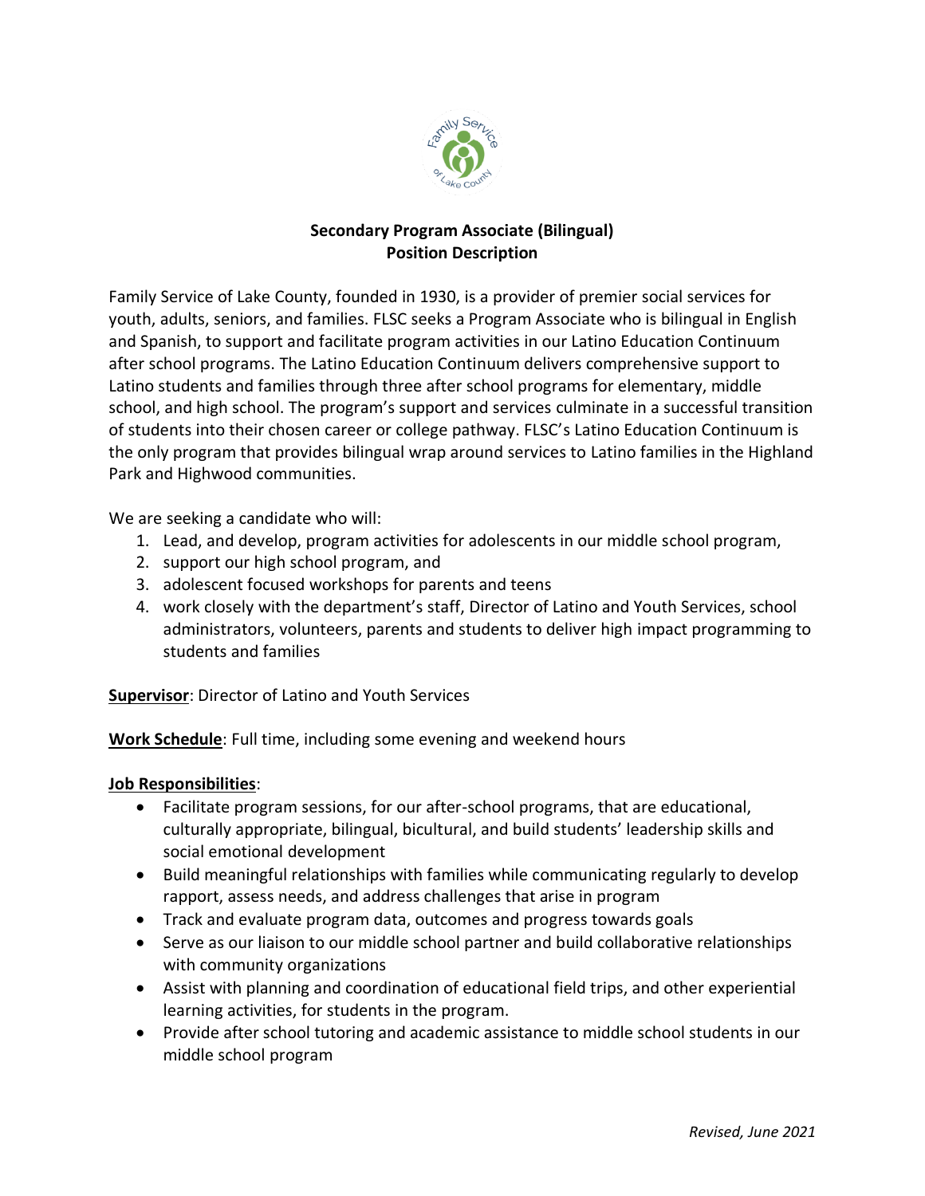# Secondary Program Associate (Bilingual)
## Position Description

Family Service of Lake County, founded in 1930, is a provider of premier social services for youth, adults, seniors, and families. FLSC seeks a Program Associate who is bilingual in English and Spanish, to support and facilitate program activities in our Latino Education Continuum after school programs. The Latino Education Continuum delivers comprehensive support to Latino students and families through three after school programs for elementary, middle school, and high school. The program's support and services culminate in a successful transition of students into their chosen career or college pathway. FLSC's Latino Education Continuum is the only program that provides bilingual wrap around services to Latino families in the Highland Park and Highwood communities.

We are seeking a candidate who will:

1. Lead, and develop, program activities for adolescents in our middle school program,
2. support our high school program, and
3. adolescent focused workshops for parents and teens
4. work closely with the department's staff, Director of Latino and Youth Services, school administrators, volunteers, parents and students to deliver high impact programming to students and families

**Supervisor**: Director of Latino and Youth Services

**Work Schedule**: Full time, including some evening and weekend hours

**Job Responsibilities**:

- Facilitate program sessions, for our after-school programs, that are educational, culturally appropriate, bilingual, bicultural, and build students' leadership skills and social emotional development
- Build meaningful relationships with families while communicating regularly to develop rapport, assess needs, and address challenges that arise in program
- Track and evaluate program data, outcomes and progress towards goals
- Serve as our liaison to our middle school partner and build collaborative relationships with community organizations
- Assist with planning and coordination of educational field trips, and other experiential learning activities, for students in the program.
- Provide after school tutoring and academic assistance to middle school students in our middle school program

*Revised, June 2021*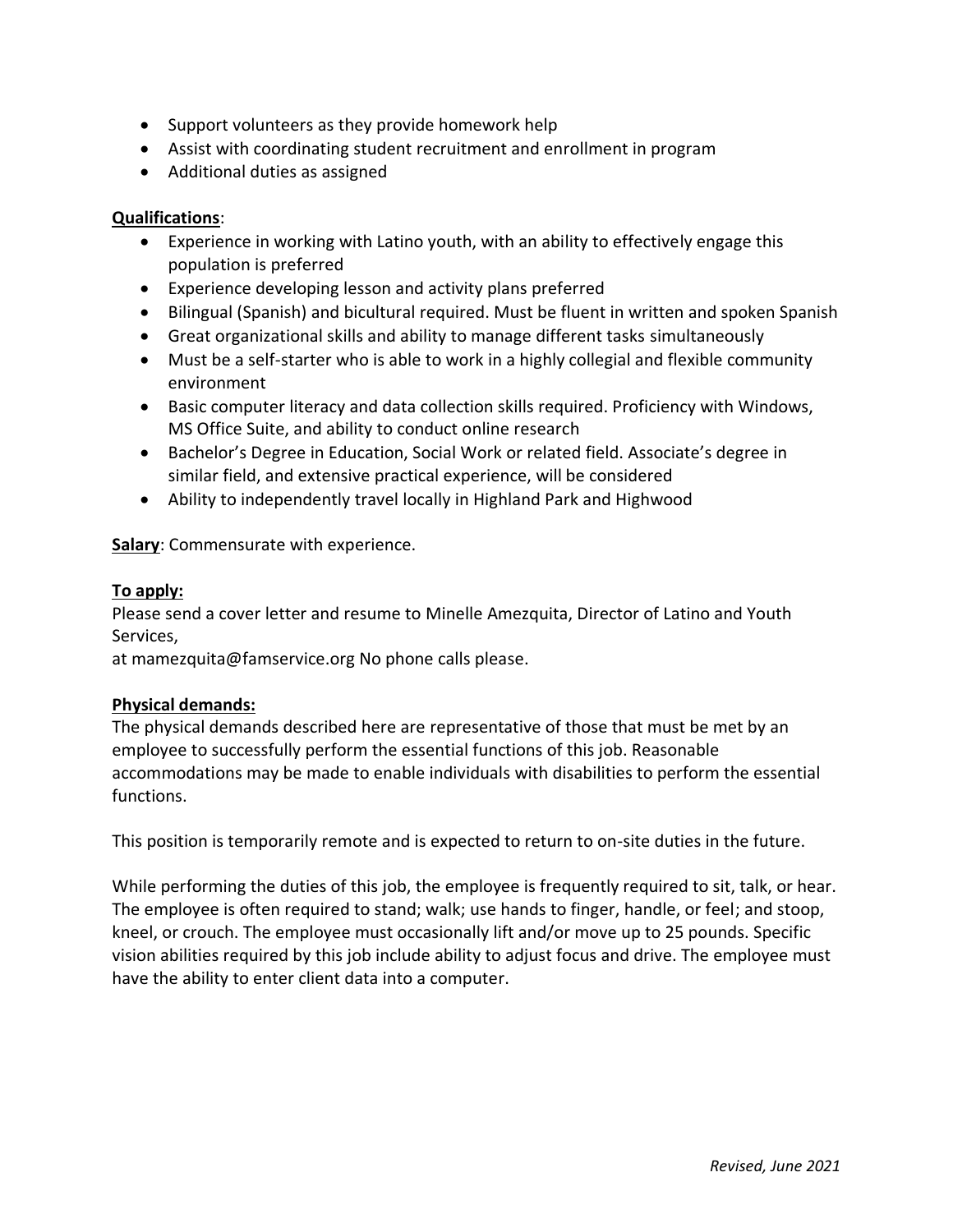- Support volunteers as they provide homework help
- Assist with coordinating student recruitment and enrollment in program
- Additional duties as assigned

**Qualifications**:

- Experience in working with Latino youth, with an ability to effectively engage this population is preferred
- Experience developing lesson and activity plans preferred
- Bilingual (Spanish) and bicultural required. Must be fluent in written and spoken Spanish
- Great organizational skills and ability to manage different tasks simultaneously
- Must be a self-starter who is able to work in a highly collegial and flexible community environment
- Basic computer literacy and data collection skills required. Proficiency with Windows, MS Office Suite, and ability to conduct online research
- Bachelor's Degree in Education, Social Work or related field. Associate's degree in similar field, and extensive practical experience, will be considered
- Ability to independently travel locally in Highland Park and Highwood

**Salary**: Commensurate with experience.

**To apply:**

Please send a cover letter and resume to Minelle Amezquita, Director of Latino and Youth Services,
at mamezquita@famservice.org No phone calls please.

**Physical demands:**

The physical demands described here are representative of those that must be met by an employee to successfully perform the essential functions of this job. Reasonable accommodations may be made to enable individuals with disabilities to perform the essential functions.

This position is temporarily remote and is expected to return to on-site duties in the future.

While performing the duties of this job, the employee is frequently required to sit, talk, or hear. The employee is often required to stand; walk; use hands to finger, handle, or feel; and stoop, kneel, or crouch. The employee must occasionally lift and/or move up to 25 pounds. Specific vision abilities required by this job include ability to adjust focus and drive. The employee must have the ability to enter client data into a computer.

*Revised, June 2021*